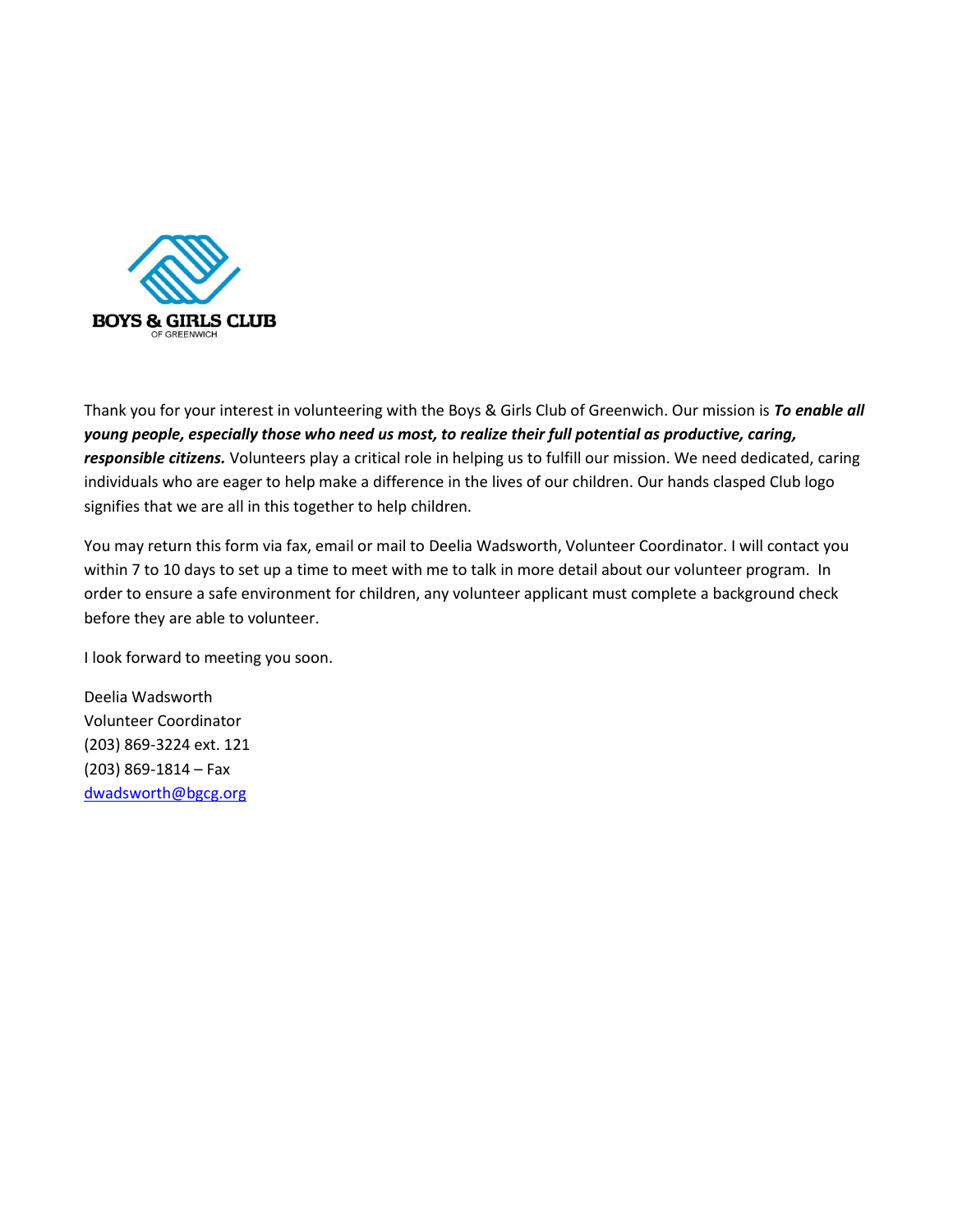**BOYS & GIRLS CLUB**
OF GREENWICH

Thank you for your interest in volunteering with the Boys & Girls Club of Greenwich. Our mission is ***To enable all young people, especially those who need us most, to realize their full potential as productive, caring, responsible citizens.*** Volunteers play a critical role in helping us to fulfill our mission. We need dedicated, caring individuals who are eager to help make a difference in the lives of our children. Our hands clasped Club logo signifies that we are all in this together to help children.

You may return this form via fax, email or mail to Deelia Wadsworth, Volunteer Coordinator. I will contact you within 7 to 10 days to set up a time to meet with me to talk in more detail about our volunteer program. In order to ensure a safe environment for children, any volunteer applicant must complete a background check before they are able to volunteer.

I look forward to meeting you soon.

Deelia Wadsworth
Volunteer Coordinator
(203) 869-3224 ext. 121
(203) 869-1814 – Fax
dwadsworth@bgcg.org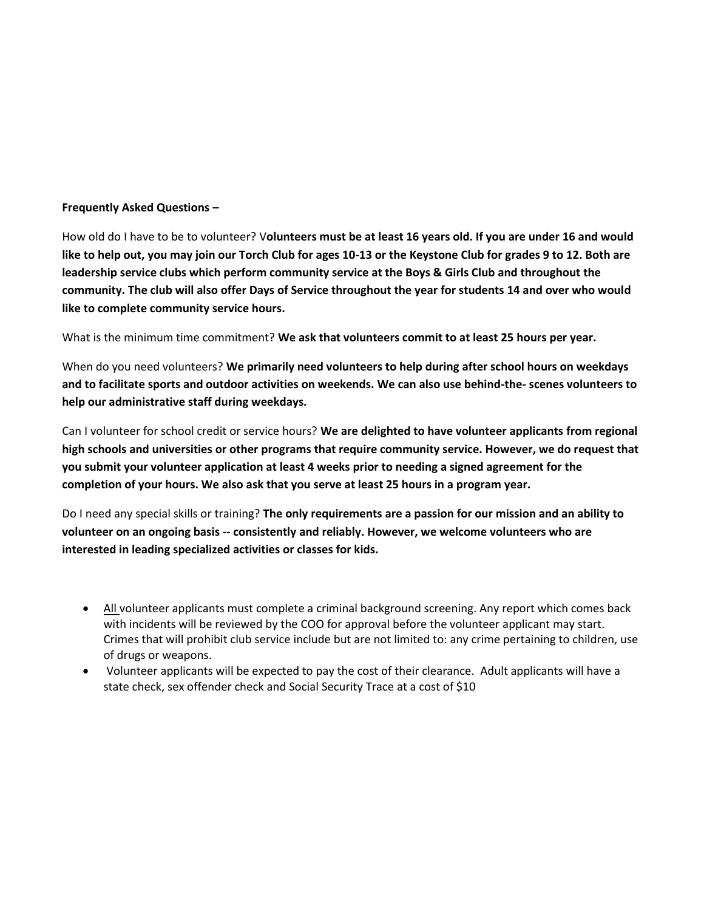**Frequently Asked Questions –**

How old do I have to be to volunteer? V**olunteers must be at least 16 years old. If you are under 16 and would like to help out, you may join our Torch Club for ages 10-13 or the Keystone Club for grades 9 to 12. Both are leadership service clubs which perform community service at the Boys & Girls Club and throughout the community. The club will also offer Days of Service throughout the year for students 14 and over who would like to complete community service hours.**

What is the minimum time commitment? **We ask that volunteers commit to at least 25 hours per year.**

When do you need volunteers? **We primarily need volunteers to help during after school hours on weekdays and to facilitate sports and outdoor activities on weekends. We can also use behind-the- scenes volunteers to help our administrative staff during weekdays.**

Can I volunteer for school credit or service hours? **We are delighted to have volunteer applicants from regional high schools and universities or other programs that require community service. However, we do request that you submit your volunteer application at least 4 weeks prior to needing a signed agreement for the completion of your hours. We also ask that you serve at least 25 hours in a program year.**

Do I need any special skills or training? **The only requirements are a passion for our mission and an ability to volunteer on an ongoing basis -- consistently and reliably. However, we welcome volunteers who are interested in leading specialized activities or classes for kids.**

- <u>All</u> volunteer applicants must complete a criminal background screening. Any report which comes back with incidents will be reviewed by the COO for approval before the volunteer applicant may start. Crimes that will prohibit club service include but are not limited to: any crime pertaining to children, use of drugs or weapons.
- Volunteer applicants will be expected to pay the cost of their clearance. Adult applicants will have a state check, sex offender check and Social Security Trace at a cost of $10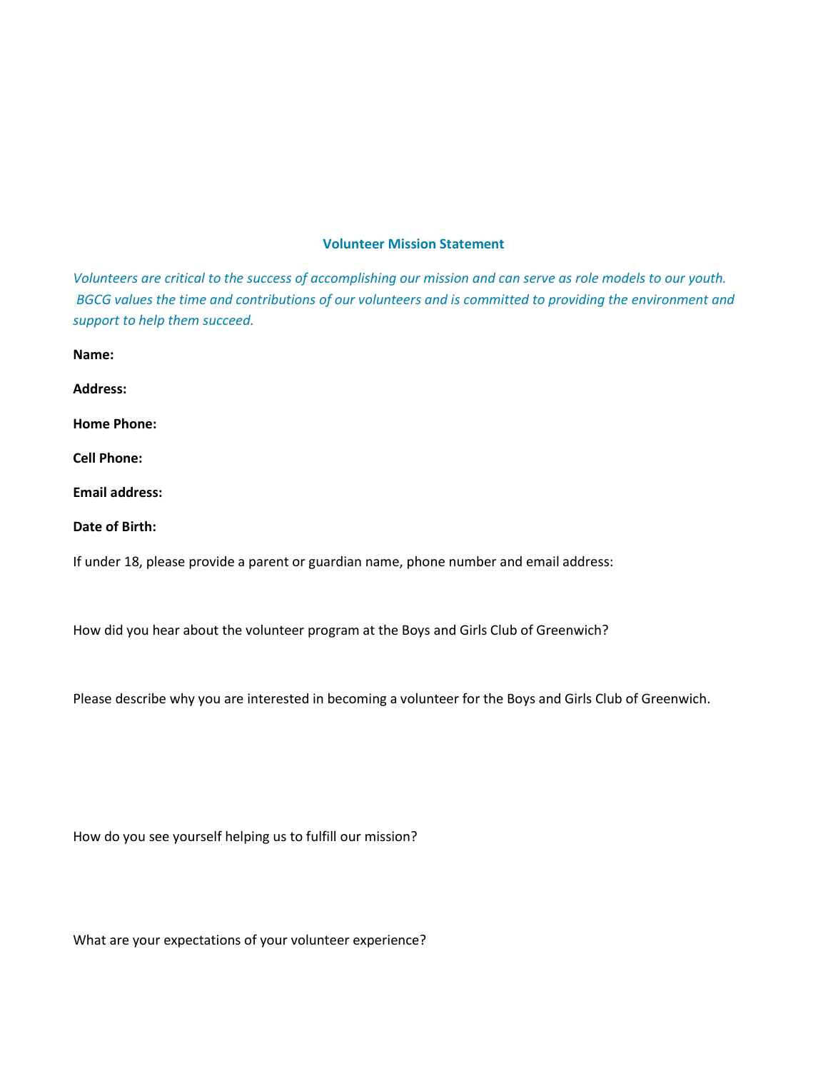## Volunteer Mission Statement

*Volunteers are critical to the success of accomplishing our mission and can serve as role models to our youth. BGCG values the time and contributions of our volunteers and is committed to providing the environment and support to help them succeed.*

**Name:**

**Address:**

**Home Phone:**

**Cell Phone:**

**Email address:**

**Date of Birth:**

If under 18, please provide a parent or guardian name, phone number and email address:

How did you hear about the volunteer program at the Boys and Girls Club of Greenwich?

Please describe why you are interested in becoming a volunteer for the Boys and Girls Club of Greenwich.

How do you see yourself helping us to fulfill our mission?

What are your expectations of your volunteer experience?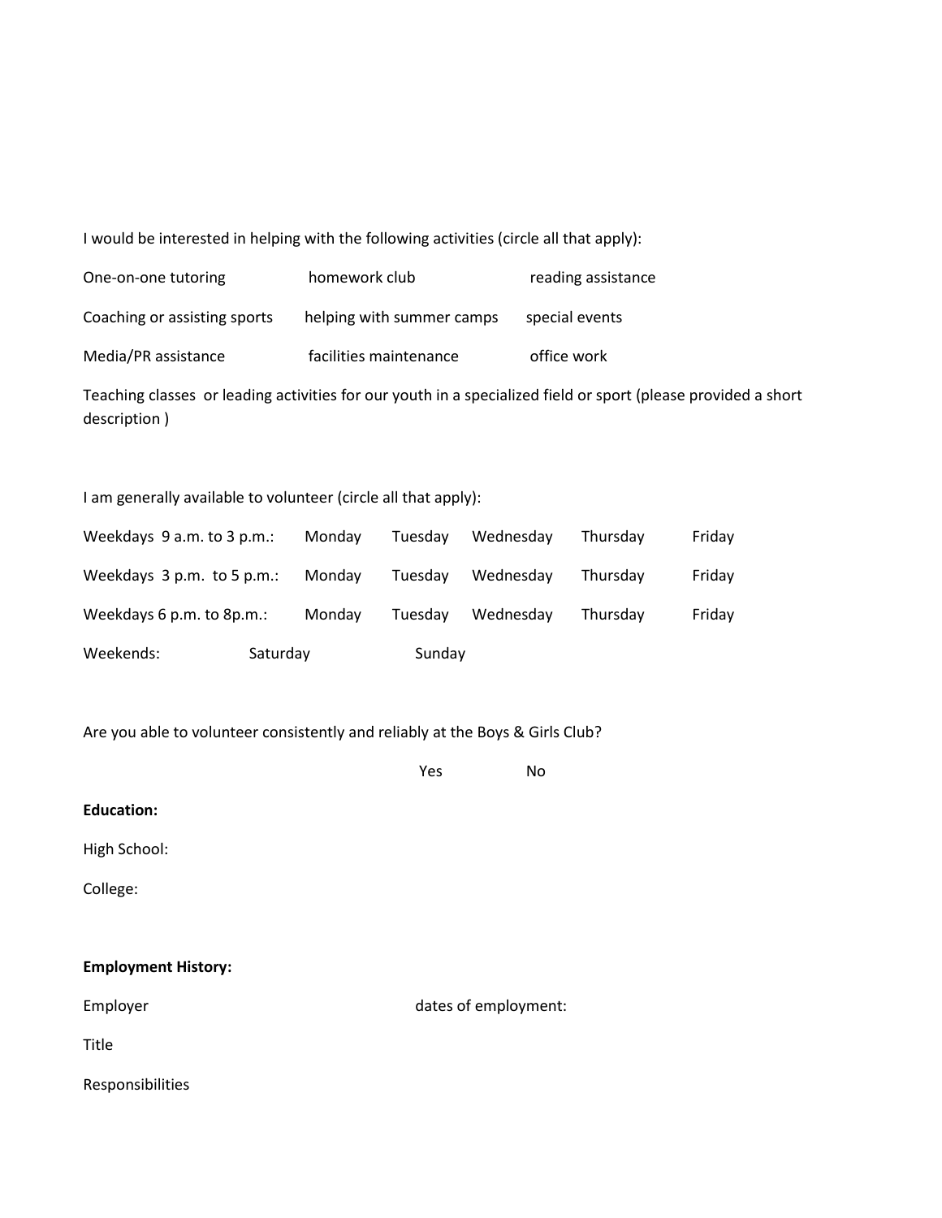I would be interested in helping with the following activities (circle all that apply):

| | | |
|---|---|---|
| One-on-one tutoring | homework club | reading assistance |
| Coaching or assisting sports | helping with summer camps | special events |
| Media/PR assistance | facilities maintenance | office work |

Teaching classes or leading activities for our youth in a specialized field or sport (please provided a short description )

I am generally available to volunteer (circle all that apply):

| | | | | | |
|---|---|---|---|---|---|
| Weekdays 9 a.m. to 3 p.m.: | Monday | Tuesday | Wednesday | Thursday | Friday |
| Weekdays 3 p.m. to 5 p.m.: | Monday | Tuesday | Wednesday | Thursday | Friday |
| Weekdays 6 p.m. to 8p.m.: | Monday | Tuesday | Wednesday | Thursday | Friday |
| Weekends: | Saturday | Sunday | | | |

Are you able to volunteer consistently and reliably at the Boys & Girls Club?

Yes No

**Education:**

High School:

College:

**Employment History:**

Employer dates of employment:

Title

Responsibilities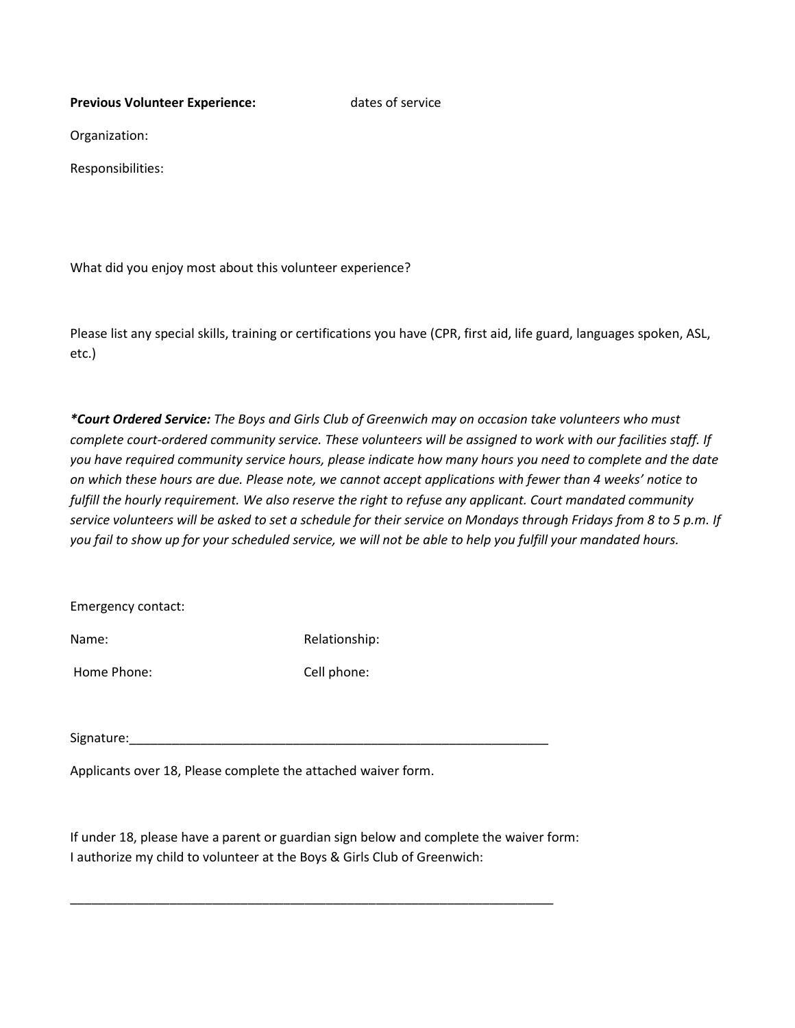**Previous Volunteer Experience:** dates of service

Organization:

Responsibilities:

What did you enjoy most about this volunteer experience?

Please list any special skills, training or certifications you have (CPR, first aid, life guard, languages spoken, ASL, etc.)

***Court Ordered Service:** The Boys and Girls Club of Greenwich may on occasion take volunteers who must complete court-ordered community service. These volunteers will be assigned to work with our facilities staff. If you have required community service hours, please indicate how many hours you need to complete and the date on which these hours are due. Please note, we cannot accept applications with fewer than 4 weeks' notice to fulfill the hourly requirement. We also reserve the right to refuse any applicant. Court mandated community service volunteers will be asked to set a schedule for their service on Mondays through Fridays from 8 to 5 p.m. If you fail to show up for your scheduled service, we will not be able to help you fulfill your mandated hours.*

Emergency contact:

Name: Relationship:

Home Phone: Cell phone:

Signature:_______________________________________________________________

Applicants over 18, Please complete the attached waiver form.

If under 18, please have a parent or guardian sign below and complete the waiver form:
I authorize my child to volunteer at the Boys & Girls Club of Greenwich:

_____________________________________________________________________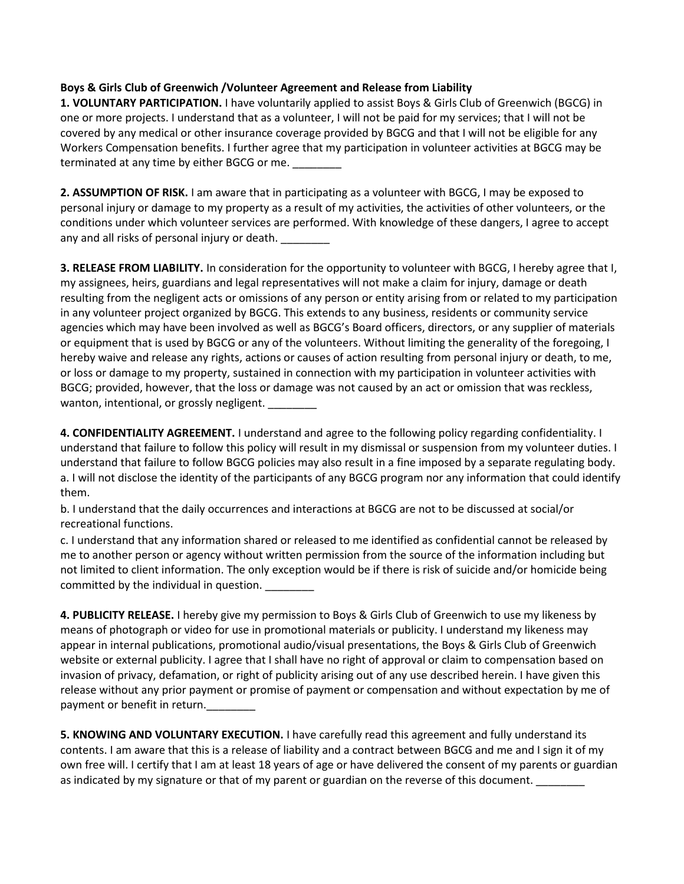**Boys & Girls Club of Greenwich /Volunteer Agreement and Release from Liability**

**1. VOLUNTARY PARTICIPATION.** I have voluntarily applied to assist Boys & Girls Club of Greenwich (BGCG) in one or more projects. I understand that as a volunteer, I will not be paid for my services; that I will not be covered by any medical or other insurance coverage provided by BGCG and that I will not be eligible for any Workers Compensation benefits. I further agree that my participation in volunteer activities at BGCG may be terminated at any time by either BGCG or me. ________

**2. ASSUMPTION OF RISK.** I am aware that in participating as a volunteer with BGCG, I may be exposed to personal injury or damage to my property as a result of my activities, the activities of other volunteers, or the conditions under which volunteer services are performed. With knowledge of these dangers, I agree to accept any and all risks of personal injury or death. ________

**3. RELEASE FROM LIABILITY.** In consideration for the opportunity to volunteer with BGCG, I hereby agree that I, my assignees, heirs, guardians and legal representatives will not make a claim for injury, damage or death resulting from the negligent acts or omissions of any person or entity arising from or related to my participation in any volunteer project organized by BGCG. This extends to any business, residents or community service agencies which may have been involved as well as BGCG's Board officers, directors, or any supplier of materials or equipment that is used by BGCG or any of the volunteers. Without limiting the generality of the foregoing, I hereby waive and release any rights, actions or causes of action resulting from personal injury or death, to me, or loss or damage to my property, sustained in connection with my participation in volunteer activities with BGCG; provided, however, that the loss or damage was not caused by an act or omission that was reckless, wanton, intentional, or grossly negligent. ________

**4. CONFIDENTIALITY AGREEMENT.** I understand and agree to the following policy regarding confidentiality. I understand that failure to follow this policy will result in my dismissal or suspension from my volunteer duties. I understand that failure to follow BGCG policies may also result in a fine imposed by a separate regulating body.

a. I will not disclose the identity of the participants of any BGCG program nor any information that could identify them.

b. I understand that the daily occurrences and interactions at BGCG are not to be discussed at social/or recreational functions.

c. I understand that any information shared or released to me identified as confidential cannot be released by me to another person or agency without written permission from the source of the information including but not limited to client information. The only exception would be if there is risk of suicide and/or homicide being committed by the individual in question. ________

**4. PUBLICITY RELEASE.** I hereby give my permission to Boys & Girls Club of Greenwich to use my likeness by means of photograph or video for use in promotional materials or publicity. I understand my likeness may appear in internal publications, promotional audio/visual presentations, the Boys & Girls Club of Greenwich website or external publicity. I agree that I shall have no right of approval or claim to compensation based on invasion of privacy, defamation, or right of publicity arising out of any use described herein. I have given this release without any prior payment or promise of payment or compensation and without expectation by me of payment or benefit in return.________

**5. KNOWING AND VOLUNTARY EXECUTION.** I have carefully read this agreement and fully understand its contents. I am aware that this is a release of liability and a contract between BGCG and me and I sign it of my own free will. I certify that I am at least 18 years of age or have delivered the consent of my parents or guardian as indicated by my signature or that of my parent or guardian on the reverse of this document. ________